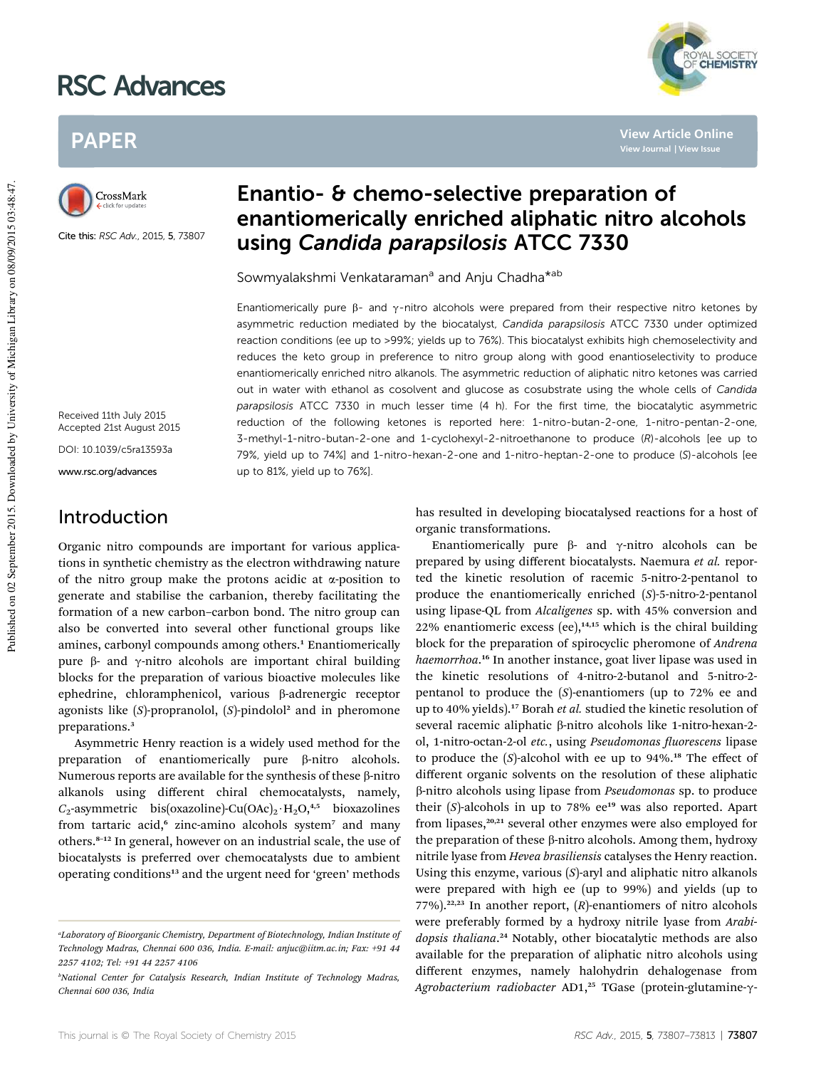# Enantio- & chemo-selective preparation of enantiomerically enriched aliphatic nitro alcohols using *Candida parapsilosis* ATCC 7330

Cite this: *RSC Adv.*, 2015, **5**, 73807

Sowmyalakshmi Venkataraman[a] and Anju Chadha*[ab]

Received 11th July 2015
Accepted 21st August 2015

DOI: 10.1039/c5ra13593a

www.rsc.org/advances

Enantiomerically pure β- and γ-nitro alcohols were prepared from their respective nitro ketones by asymmetric reduction mediated by the biocatalyst, *Candida parapsilosis* ATCC 7330 under optimized reaction conditions (ee up to >99%; yields up to 76%). This biocatalyst exhibits high chemoselectivity and reduces the keto group in preference to nitro group along with good enantioselectivity to produce enantiomerically enriched nitro alkanols. The asymmetric reduction of aliphatic nitro ketones was carried out in water with ethanol as cosolvent and glucose as cosubstrate using the whole cells of *Candida parapsilosis* ATCC 7330 in much lesser time (4 h). For the first time, the biocatalytic asymmetric reduction of the following ketones is reported here: 1-nitro-butan-2-one, 1-nitro-pentan-2-one, 3-methyl-1-nitro-butan-2-one and 1-cyclohexyl-2-nitroethanone to produce (*R*)-alcohols [ee up to 79%, yield up to 74%] and 1-nitro-hexan-2-one and 1-nitro-heptan-2-one to produce (*S*)-alcohols [ee up to 81%, yield up to 76%].

## Introduction

Organic nitro compounds are important for various applications in synthetic chemistry as the electron withdrawing nature of the nitro group make the protons acidic at α-position to generate and stabilise the carbanion, thereby facilitating the formation of a new carbon–carbon bond. The nitro group can also be converted into several other functional groups like amines, carbonyl compounds among others.[1] Enantiomerically pure β- and γ-nitro alcohols are important chiral building blocks for the preparation of various bioactive molecules like ephedrine, chloramphenicol, various β-adrenergic receptor agonists like (*S*)-propranolol, (*S*)-pindolol[2] and in pheromone preparations.[3]

Asymmetric Henry reaction is a widely used method for the preparation of enantiomerically pure β-nitro alcohols. Numerous reports are available for the synthesis of these β-nitro alkanols using different chiral chemocatalysts, namely, $C_2$-asymmetric bis(oxazoline)-Cu$(OAc)_2 \cdot H_2O$,[4,5] bioxazolines from tartaric acid,[6] zinc-amino alcohols system[7] and many others.[8–12] In general, however on an industrial scale, the use of biocatalysts is preferred over chemocatalysts due to ambient operating conditions[13] and the urgent need for 'green' methods has resulted in developing biocatalysed reactions for a host of organic transformations.

Enantiomerically pure β- and γ-nitro alcohols can be prepared by using different biocatalysts. Naemura *et al.* reported the kinetic resolution of racemic 5-nitro-2-pentanol to produce the enantiomerically enriched (*S*)-5-nitro-2-pentanol using lipase-QL from *Alcaligenes* sp. with 45% conversion and 22% enantiomeric excess (ee),[14,15] which is the chiral building block for the preparation of spirocyclic pheromone of *Andrena haemorrhoa*.[16] In another instance, goat liver lipase was used in the kinetic resolutions of 4-nitro-2-butanol and 5-nitro-2-pentanol to produce the (*S*)-enantiomers (up to 72% ee and up to 40% yields).[17] Borah *et al.* studied the kinetic resolution of several racemic aliphatic β-nitro alcohols like 1-nitro-hexan-2-ol, 1-nitro-octan-2-ol *etc.*, using *Pseudomonas fluorescens* lipase to produce the (*S*)-alcohol with ee up to 94%.[18] The effect of different organic solvents on the resolution of these aliphatic β-nitro alcohols using lipase from *Pseudomonas* sp. to produce their (*S*)-alcohols in up to 78% ee[19] was also reported. Apart from lipases,[20,21] several other enzymes were also employed for the preparation of these β-nitro alcohols. Among them, hydroxy nitrile lyase from *Hevea brasiliensis* catalyses the Henry reaction. Using this enzyme, various (*S*)-aryl and aliphatic nitro alkanols were prepared with high ee (up to 99%) and yields (up to 77%).[22,23] In another report, (*R*)-enantiomers of nitro alcohols were preferably formed by a hydroxy nitrile lyase from *Arabidopsis thaliana*.[24] Notably, other biocatalytic methods are also available for the preparation of aliphatic nitro alcohols using different enzymes, namely halohydrin dehalogenase from *Agrobacterium radiobacter* AD1,[25] TGase (protein-glutamine-γ-

[a]Laboratory of Bioorganic Chemistry, Department of Biotechnology, Indian Institute of Technology Madras, Chennai 600 036, India. E-mail: anjuc@iitm.ac.in; Fax: +91 44 2257 4102; Tel: +91 44 2257 4106

[b]National Center for Catalysis Research, Indian Institute of Technology Madras, Chennai 600 036, India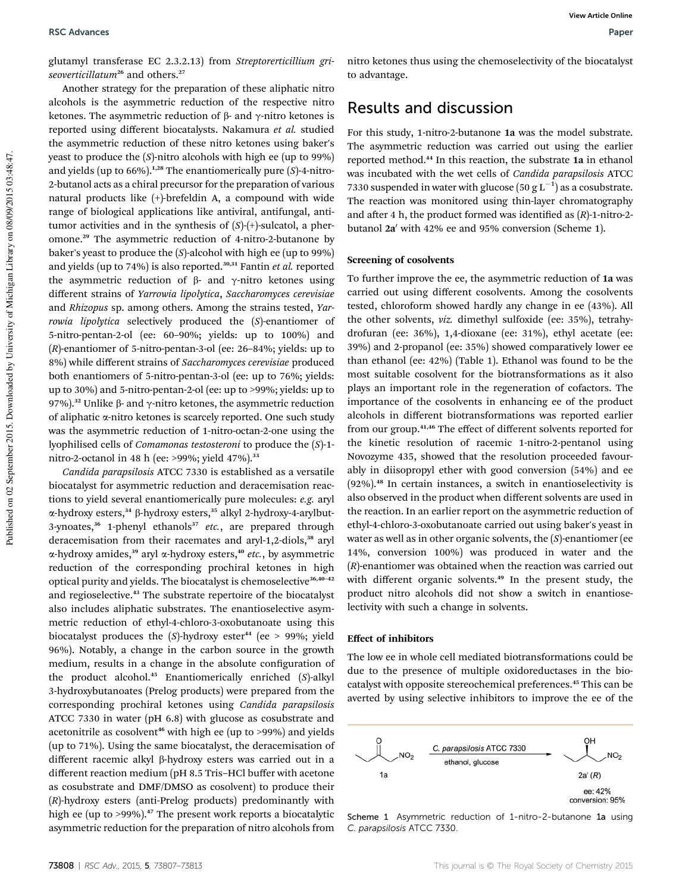glutamyl transferase EC 2.3.2.13) from *Streptorerticillium griseoverticillatum*[26] and others.[27]

Another strategy for the preparation of these aliphatic nitro alcohols is the asymmetric reduction of the respective nitro ketones. The asymmetric reduction of β- and γ-nitro ketones is reported using different biocatalysts. Nakamura *et al.* studied the asymmetric reduction of these nitro ketones using baker's yeast to produce the (*S*)-nitro alcohols with high ee (up to 99%) and yields (up to 66%).[1,28] The enantiomerically pure (*S*)-4-nitro-2-butanol acts as a chiral precursor for the preparation of various natural products like (+)-brefeldin A, a compound with wide range of biological applications like antiviral, antifungal, antitumor activities and in the synthesis of (*S*)-(+)-sulcatol, a pheromone.[29] The asymmetric reduction of 4-nitro-2-butanone by baker's yeast to produce the (*S*)-alcohol with high ee (up to 99%) and yields (up to 74%) is also reported.[30,31] Fantin *et al.* reported the asymmetric reduction of β- and γ-nitro ketones using different strains of *Yarrowia lipolytica*, *Saccharomyces cerevisiae* and *Rhizopus* sp. among others. Among the strains tested, *Yarrowia lipolytica* selectively produced the (*S*)-enantiomer of 5-nitro-pentan-2-ol (ee: 60–90%; yields: up to 100%) and (*R*)-enantiomer of 5-nitro-pentan-3-ol (ee: 26–84%; yields: up to 8%) while different strains of *Saccharomyces cerevisiae* produced both enantiomers of 5-nitro-pentan-3-ol (ee: up to 76%; yields: up to 30%) and 5-nitro-pentan-2-ol (ee: up to >99%; yields: up to 97%).[32] Unlike β- and γ-nitro ketones, the asymmetric reduction of aliphatic α-nitro ketones is scarcely reported. One such study was the asymmetric reduction of 1-nitro-octan-2-one using the lyophilised cells of *Comamonas testosteroni* to produce the (*S*)-1-nitro-2-octanol in 48 h (ee: >99%; yield 47%).[33]

*Candida parapsilosis* ATCC 7330 is established as a versatile biocatalyst for asymmetric reduction and deracemisation reactions to yield several enantiomerically pure molecules: *e.g.* aryl α-hydroxy esters,[34] β-hydroxy esters,[35] alkyl 2-hydroxy-4-arylbut-3-ynoates,[36] 1-phenyl ethanols[37] *etc.*, are prepared through deracemisation from their racemates and aryl-1,2-diols,[38] aryl α-hydroxy amides,[39] aryl α-hydroxy esters,[40] *etc.*, by asymmetric reduction of the corresponding prochiral ketones in high optical purity and yields. The biocatalyst is chemoselective[36,40–42] and regioselective.[43] The substrate repertoire of the biocatalyst also includes aliphatic substrates. The enantioselective asymmetric reduction of ethyl-4-chloro-3-oxobutanoate using this biocatalyst produces the (*S*)-hydroxy ester[44] (ee > 99%; yield 96%). Notably, a change in the carbon source in the growth medium, results in a change in the absolute configuration of the product alcohol.[45] Enantiomerically enriched (*S*)-alkyl 3-hydroxybutanoates (Prelog products) were prepared from the corresponding prochiral ketones using *Candida parapsilosis* ATCC 7330 in water (pH 6.8) with glucose as cosubstrate and acetonitrile as cosolvent[46] with high ee (up to >99%) and yields (up to 71%). Using the same biocatalyst, the deracemisation of different racemic alkyl β-hydroxy esters was carried out in a different reaction medium (pH 8.5 Tris–HCl buffer with acetone as cosubstrate and DMF/DMSO as cosolvent) to produce their (*R*)-hydroxy esters (anti-Prelog products) predominantly with high ee (up to >99%).[47] The present work reports a biocatalytic asymmetric reduction for the preparation of nitro alcohols from nitro ketones thus using the chemoselectivity of the biocatalyst to advantage.

## Results and discussion

For this study, 1-nitro-2-butanone **1a** was the model substrate. The asymmetric reduction was carried out using the earlier reported method.[44] In this reaction, the substrate **1a** in ethanol was incubated with the wet cells of *Candida parapsilosis* ATCC 7330 suspended in water with glucose (50 g $L^{-1}$) as a cosubstrate. The reaction was monitored using thin-layer chromatography and after 4 h, the product formed was identified as (*R*)-1-nitro-2-butanol **2a′** with 42% ee and 95% conversion (Scheme 1).

### Screening of cosolvents

To further improve the ee, the asymmetric reduction of **1a** was carried out using different cosolvents. Among the cosolvents tested, chloroform showed hardly any change in ee (43%). All the other solvents, *viz.* dimethyl sulfoxide (ee: 35%), tetrahydrofuran (ee: 36%), 1,4-dioxane (ee: 31%), ethyl acetate (ee: 39%) and 2-propanol (ee: 35%) showed comparatively lower ee than ethanol (ee: 42%) (Table 1). Ethanol was found to be the most suitable cosolvent for the biotransformations as it also plays an important role in the regeneration of cofactors. The importance of the cosolvents in enhancing ee of the product alcohols in different biotransformations was reported earlier from our group.[41,46] The effect of different solvents reported for the kinetic resolution of racemic 1-nitro-2-pentanol using Novozyme 435, showed that the resolution proceeded favourably in diisopropyl ether with good conversion (54%) and ee (92%).[48] In certain instances, a switch in enantioselectivity is also observed in the product when different solvents are used in the reaction. In an earlier report on the asymmetric reduction of ethyl-4-chloro-3-oxobutanoate carried out using baker's yeast in water as well as in other organic solvents, the (*S*)-enantiomer (ee 14%, conversion 100%) was produced in water and the (*R*)-enantiomer was obtained when the reaction was carried out with different organic solvents.[49] In the present study, the product nitro alcohols did not show a switch in enantioselectivity with such a change in solvents.

### Effect of inhibitors

The low ee in whole cell mediated biotransformations could be due to the presence of multiple oxidoreductases in the biocatalyst with opposite stereochemical preferences.[45] This can be averted by using selective inhibitors to improve the ee of the

1a → (C. parapsilosis ATCC 7330; ethanol, glucose) → 2a′ (*R*), ee: 42%, conversion: 95%

Scheme 1 Asymmetric reduction of 1-nitro-2-butanone **1a** using *C. parapsilosis* ATCC 7330.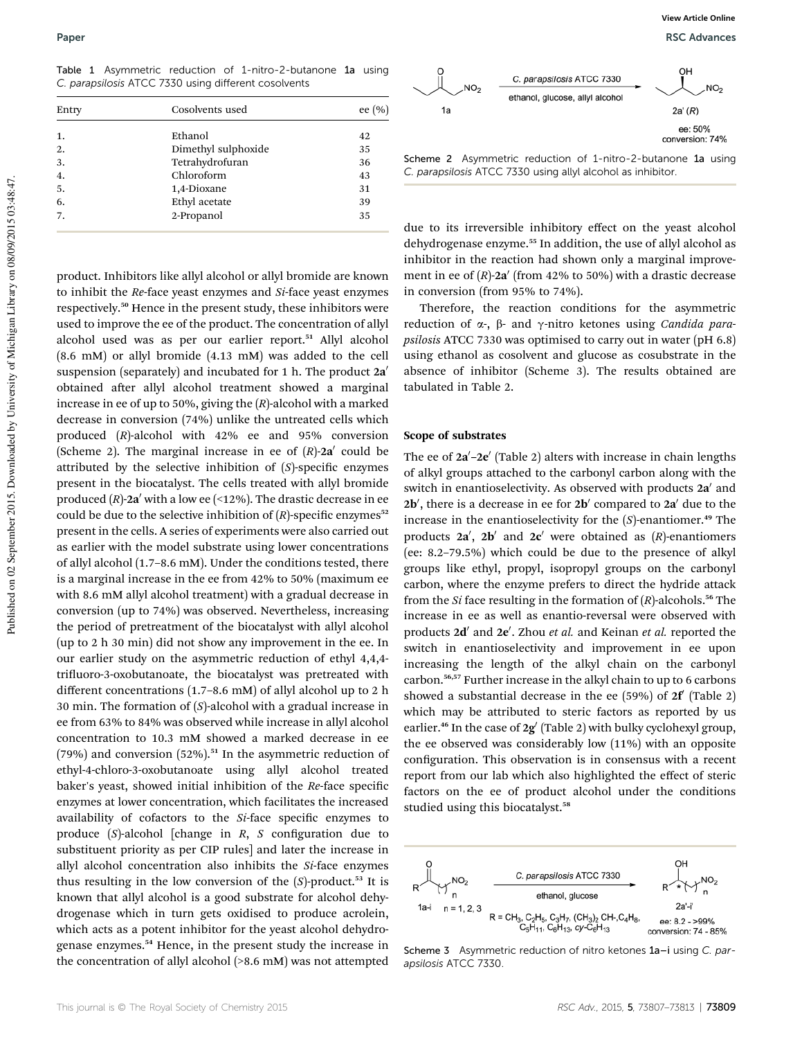Table 1 Asymmetric reduction of 1-nitro-2-butanone **1a** using *C. parapsilosis* ATCC 7330 using different cosolvents

| Entry | Cosolvents used | ee (%) |
|---|---|---|
| 1. | Ethanol | 42 |
| 2. | Dimethyl sulphoxide | 35 |
| 3. | Tetrahydrofuran | 36 |
| 4. | Chloroform | 43 |
| 5. | 1,4-Dioxane | 31 |
| 6. | Ethyl acetate | 39 |
| 7. | 2-Propanol | 35 |

product. Inhibitors like allyl alcohol or allyl bromide are known to inhibit the *Re*-face yeast enzymes and *Si*-face yeast enzymes respectively.[50] Hence in the present study, these inhibitors were used to improve the ee of the product. The concentration of allyl alcohol used was as per our earlier report.[51] Allyl alcohol (8.6 mM) or allyl bromide (4.13 mM) was added to the cell suspension (separately) and incubated for 1 h. The product **2a′** obtained after allyl alcohol treatment showed a marginal increase in ee of up to 50%, giving the (*R*)-alcohol with a marked decrease in conversion (74%) unlike the untreated cells which produced (*R*)-alcohol with 42% ee and 95% conversion (Scheme 2). The marginal increase in ee of (*R*)-**2a′** could be attributed by the selective inhibition of (*S*)-specific enzymes present in the biocatalyst. The cells treated with allyl bromide produced (*R*)-**2a′** with a low ee (<12%). The drastic decrease in ee could be due to the selective inhibition of (*R*)-specific enzymes[52] present in the cells. A series of experiments were also carried out as earlier with the model substrate using lower concentrations of allyl alcohol (1.7–8.6 mM). Under the conditions tested, there is a marginal increase in the ee from 42% to 50% (maximum ee with 8.6 mM allyl alcohol treatment) with a gradual decrease in conversion (up to 74%) was observed. Nevertheless, increasing the period of pretreatment of the biocatalyst with allyl alcohol (up to 2 h 30 min) did not show any improvement in the ee. In our earlier study on the asymmetric reduction of ethyl 4,4,4-trifluoro-3-oxobutanoate, the biocatalyst was pretreated with different concentrations (1.7–8.6 mM) of allyl alcohol up to 2 h 30 min. The formation of (*S*)-alcohol with a gradual increase in ee from 63% to 84% was observed while increase in allyl alcohol concentration to 10.3 mM showed a marked decrease in ee (79%) and conversion (52%).[51] In the asymmetric reduction of ethyl-4-chloro-3-oxobutanoate using allyl alcohol treated baker's yeast, showed initial inhibition of the *Re*-face specific enzymes at lower concentration, which facilitates the increased availability of cofactors to the *Si*-face specific enzymes to produce (*S*)-alcohol [change in *R*, *S* configuration due to substituent priority as per CIP rules] and later the increase in allyl alcohol concentration also inhibits the *Si*-face enzymes thus resulting in the low conversion of the (*S*)-product.[53] It is known that allyl alcohol is a good substrate for alcohol dehydrogenase which in turn gets oxidised to produce acrolein, which acts as a potent inhibitor for the yeast alcohol dehydrogenase enzymes.[54] Hence, in the present study the increase in the concentration of allyl alcohol (>8.6 mM) was not attempted

Scheme 2 Asymmetric reduction of 1-nitro-2-butanone **1a** using *C. parapsilosis* ATCC 7330 using allyl alcohol as inhibitor. (**1a** → **2a′** (*R*); *C. parapsilosis* ATCC 7330, ethanol, glucose, allyl alcohol; ee: 50%, conversion: 74%)

due to its irreversible inhibitory effect on the yeast alcohol dehydrogenase enzyme.[55] In addition, the use of allyl alcohol as inhibitor in the reaction had shown only a marginal improvement in ee of (*R*)-**2a′** (from 42% to 50%) with a drastic decrease in conversion (from 95% to 74%).

Therefore, the reaction conditions for the asymmetric reduction of α-, β- and γ-nitro ketones using *Candida parapsilosis* ATCC 7330 was optimised to carry out in water (pH 6.8) using ethanol as cosolvent and glucose as cosubstrate in the absence of inhibitor (Scheme 3). The results obtained are tabulated in Table 2.

### Scope of substrates

The ee of **2a′–2e′** (Table 2) alters with increase in chain lengths of alkyl groups attached to the carbonyl carbon along with the switch in enantioselectivity. As observed with products **2a′** and **2b′**, there is a decrease in ee for **2b′** compared to **2a′** due to the increase in the enantioselectivity for the (*S*)-enantiomer.[49] The products **2a′**, **2b′** and **2c′** were obtained as (*R*)-enantiomers (ee: 8.2–79.5%) which could be due to the presence of alkyl groups like ethyl, propyl, isopropyl groups on the carbonyl carbon, where the enzyme prefers to direct the hydride attack from the *Si* face resulting in the formation of (*R*)-alcohols.[56] The increase in ee as well as enantio-reversal were observed with products **2d′** and **2e′**. Zhou *et al.* and Keinan *et al.* reported the switch in enantioselectivity and improvement in ee upon increasing the length of the alkyl chain on the carbonyl carbon.[56,57] Further increase in the alkyl chain to up to 6 carbons showed a substantial decrease in the ee (59%) of **2f′** (Table 2) which may be attributed to steric factors as reported by us earlier.[46] In the case of **2g′** (Table 2) with bulky cyclohexyl group, the ee observed was considerably low (11%) with an opposite configuration. This observation is in consensus with a recent report from our lab which also highlighted the effect of steric factors on the ee of product alcohol under the conditions studied using this biocatalyst.[58]

Scheme 3 Asymmetric reduction of nitro ketones **1a–i** using *C. parapsilosis* ATCC 7330. (**1a–i**, n = 1, 2, 3 → **2a′–i′**; *C. parapsilosis* ATCC 7330, ethanol, glucose; R = $CH_3$, $C_2H_5$, $C_3H_7$, $(CH_3)_2$ CH-, $C_4H_8$, $C_5H_{11}$, $C_6H_{13}$, *cy*-$C_6H_{13}$; ee: 8.2 – >99%, conversion: 74 - 85%)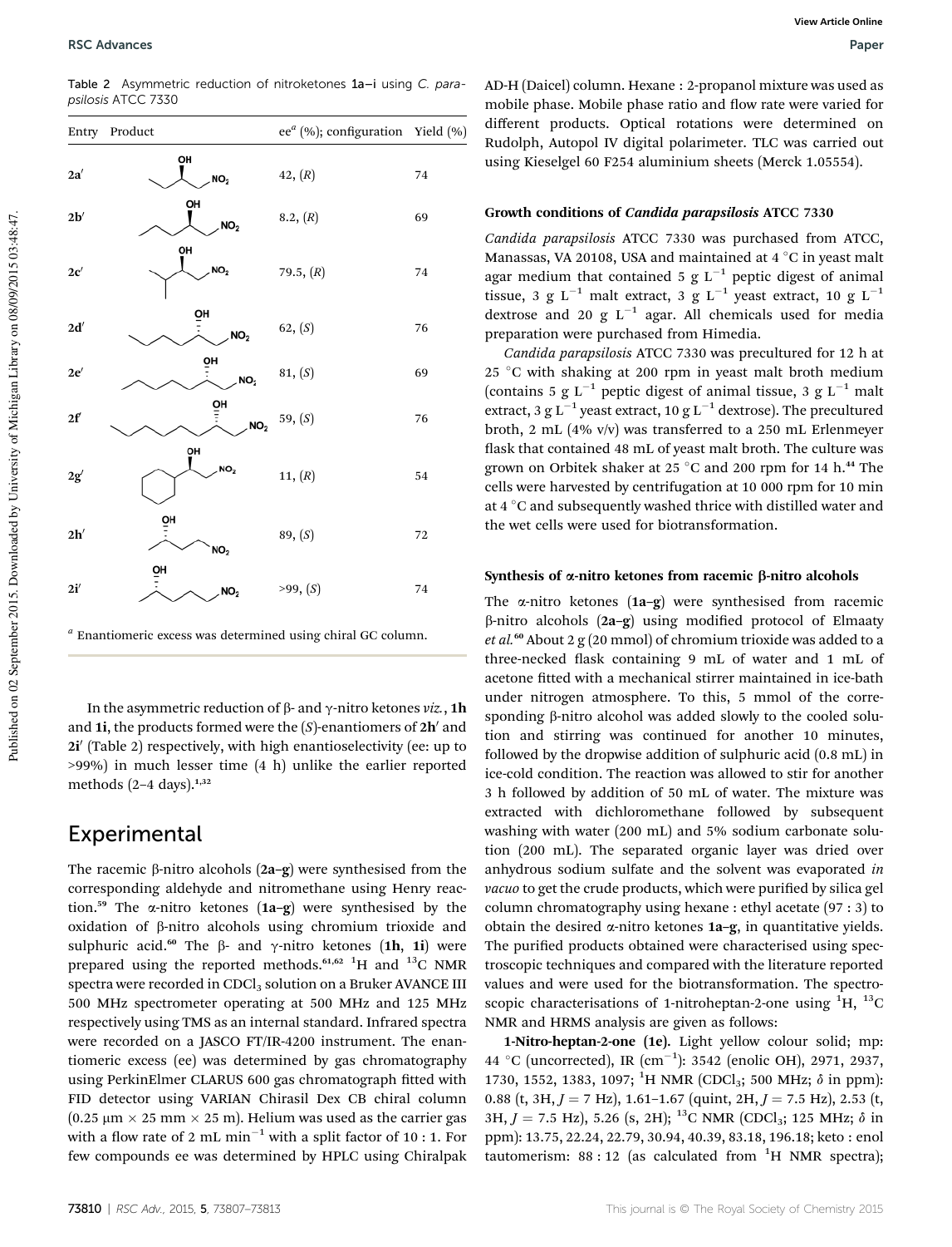Table 2 Asymmetric reduction of nitroketones **1a–i** using *C. parapsilosis* ATCC 7330

| Entry | Product | ee[a] (%); configuration | Yield (%) |
|---|---|---|---|
| **2a′** | | 42, (*R*) | 74 |
| **2b′** | | 8.2, (*R*) | 69 |
| **2c′** | | 79.5, (*R*) | 74 |
| **2d′** | | 62, (*S*) | 76 |
| **2e′** | | 81, (*S*) | 69 |
| **2f′** | | 59, (*S*) | 76 |
| **2g′** | | 11, (*R*) | 54 |
| **2h′** | | 89, (*S*) | 72 |
| **2i′** | | >99, (*S*) | 74 |

[a] Enantiomeric excess was determined using chiral GC column.

In the asymmetric reduction of β- and γ-nitro ketones *viz.*, **1h** and **1i**, the products formed were the (*S*)-enantiomers of **2h′** and **2i′** (Table 2) respectively, with high enantioselectivity (ee: up to >99%) in much lesser time (4 h) unlike the earlier reported methods (2–4 days).[1,32]

## Experimental

The racemic β-nitro alcohols (**2a–g**) were synthesised from the corresponding aldehyde and nitromethane using Henry reaction.[59] The α-nitro ketones (**1a–g**) were synthesised by the oxidation of β-nitro alcohols using chromium trioxide and sulphuric acid.[60] The β- and γ-nitro ketones (**1h**, **1i**) were prepared using the reported methods.[61,62] $^1$H and $^{13}$C NMR spectra were recorded in $CDCl_3$ solution on a Bruker AVANCE III 500 MHz spectrometer operating at 500 MHz and 125 MHz respectively using TMS as an internal standard. Infrared spectra were recorded on a JASCO FT/IR-4200 instrument. The enantiomeric excess (ee) was determined by gas chromatography using PerkinElmer CLARUS 600 gas chromatograph fitted with FID detector using VARIAN Chirasil Dex CB chiral column (0.25 μm × 25 mm × 25 m). Helium was used as the carrier gas with a flow rate of 2 mL min$^{-1}$ with a split factor of 10 : 1. For few compounds ee was determined by HPLC using Chiralpak AD-H (Daicel) column. Hexane : 2-propanol mixture was used as mobile phase. Mobile phase ratio and flow rate were varied for different products. Optical rotations were determined on Rudolph, Autopol IV digital polarimeter. TLC was carried out using Kieselgel 60 F254 aluminium sheets (Merck 1.05554).

### Growth conditions of *Candida parapsilosis* ATCC 7330

*Candida parapsilosis* ATCC 7330 was purchased from ATCC, Manassas, VA 20108, USA and maintained at 4 °C in yeast malt agar medium that contained 5 g L$^{-1}$ peptic digest of animal tissue, 3 g L$^{-1}$ malt extract, 3 g L$^{-1}$ yeast extract, 10 g L$^{-1}$ dextrose and 20 g L$^{-1}$ agar. All chemicals used for media preparation were purchased from Himedia.

*Candida parapsilosis* ATCC 7330 was precultured for 12 h at 25 °C with shaking at 200 rpm in yeast malt broth medium (contains 5 g L$^{-1}$ peptic digest of animal tissue, 3 g L$^{-1}$ malt extract, 3 g L$^{-1}$ yeast extract, 10 g L$^{-1}$ dextrose). The precultured broth, 2 mL (4% v/v) was transferred to a 250 mL Erlenmeyer flask that contained 48 mL of yeast malt broth. The culture was grown on Orbitek shaker at 25 °C and 200 rpm for 14 h.[44] The cells were harvested by centrifugation at 10 000 rpm for 10 min at 4 °C and subsequently washed thrice with distilled water and the wet cells were used for biotransformation.

### Synthesis of α-nitro ketones from racemic β-nitro alcohols

The α-nitro ketones (**1a–g**) were synthesised from racemic β-nitro alcohols (**2a–g**) using modified protocol of Elmaaty *et al.*[60] About 2 g (20 mmol) of chromium trioxide was added to a three-necked flask containing 9 mL of water and 1 mL of acetone fitted with a mechanical stirrer maintained in ice-bath under nitrogen atmosphere. To this, 5 mmol of the corresponding β-nitro alcohol was added slowly to the cooled solution and stirring was continued for another 10 minutes, followed by the dropwise addition of sulphuric acid (0.8 mL) in ice-cold condition. The reaction was allowed to stir for another 3 h followed by addition of 50 mL of water. The mixture was extracted with dichloromethane followed by subsequent washing with water (200 mL) and 5% sodium carbonate solution (200 mL). The separated organic layer was dried over anhydrous sodium sulfate and the solvent was evaporated *in vacuo* to get the crude products, which were purified by silica gel column chromatography using hexane : ethyl acetate (97 : 3) to obtain the desired α-nitro ketones **1a–g**, in quantitative yields. The purified products obtained were characterised using spectroscopic techniques and compared with the literature reported values and were used for the biotransformation. The spectroscopic characterisations of 1-nitroheptan-2-one using $^1$H, $^{13}$C NMR and HRMS analysis are given as follows:

**1-Nitro-heptan-2-one (1e).** Light yellow colour solid; mp: 44 °C (uncorrected), IR (cm$^{-1}$): 3542 (enolic OH), 2971, 2937, 1730, 1552, 1383, 1097; $^1$H NMR ($CDCl_3$; 500 MHz; δ in ppm): 0.88 (t, 3H, *J* = 7 Hz), 1.61–1.67 (quint, 2H, *J* = 7.5 Hz), 2.53 (t, 3H, *J* = 7.5 Hz), 5.26 (s, 2H); $^{13}$C NMR ($CDCl_3$; 125 MHz; δ in ppm): 13.75, 22.24, 22.79, 30.94, 40.39, 83.18, 196.18; keto : enol tautomerism: 88 : 12 (as calculated from $^1$H NMR spectra);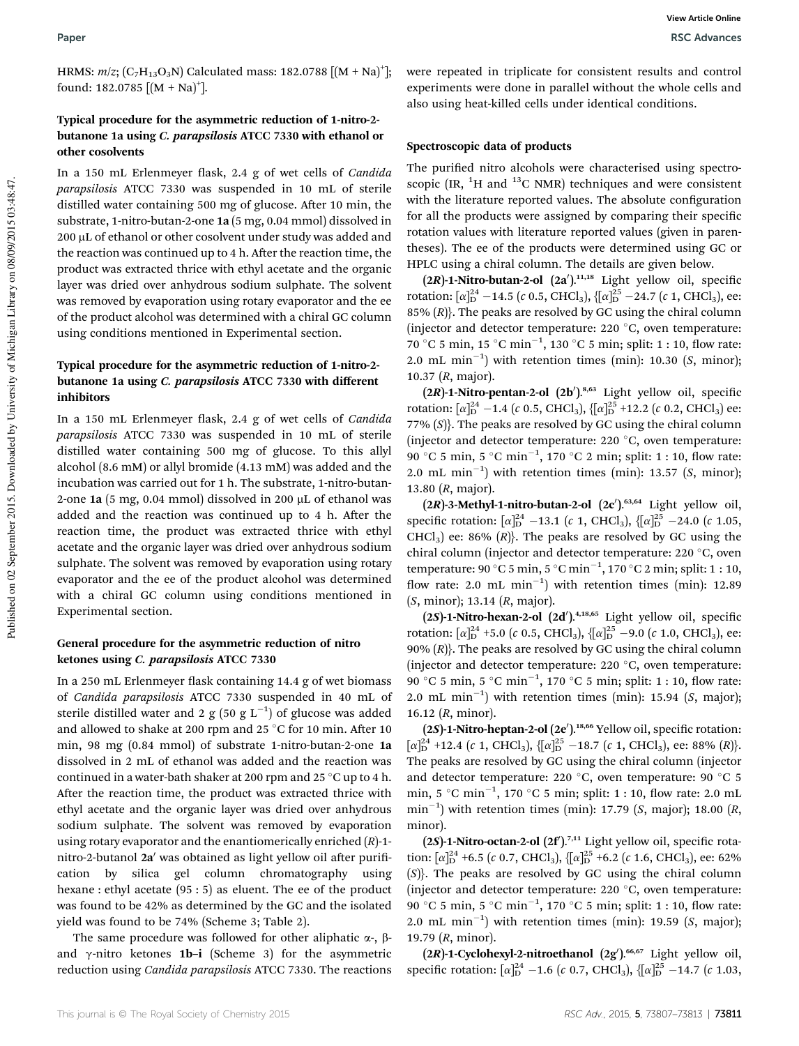HRMS: $m/z$; ($C_7H_{13}O_3N$) Calculated mass: 182.0788 [(M + Na)$^+$]; found: 182.0785 [(M + Na)$^+$].

### Typical procedure for the asymmetric reduction of 1-nitro-2-butanone 1a using *C. parapsilosis* ATCC 7330 with ethanol or other cosolvents

In a 150 mL Erlenmeyer flask, 2.4 g of wet cells of *Candida parapsilosis* ATCC 7330 was suspended in 10 mL of sterile distilled water containing 500 mg of glucose. After 10 min, the substrate, 1-nitro-butan-2-one **1a** (5 mg, 0.04 mmol) dissolved in 200 μL of ethanol or other cosolvent under study was added and the reaction was continued up to 4 h. After the reaction time, the product was extracted thrice with ethyl acetate and the organic layer was dried over anhydrous sodium sulphate. The solvent was removed by evaporation using rotary evaporator and the ee of the product alcohol was determined with a chiral GC column using conditions mentioned in Experimental section.

### Typical procedure for the asymmetric reduction of 1-nitro-2-butanone 1a using *C. parapsilosis* ATCC 7330 with different inhibitors

In a 150 mL Erlenmeyer flask, 2.4 g of wet cells of *Candida parapsilosis* ATCC 7330 was suspended in 10 mL of sterile distilled water containing 500 mg of glucose. To this allyl alcohol (8.6 mM) or allyl bromide (4.13 mM) was added and the incubation was carried out for 1 h. The substrate, 1-nitro-butan-2-one **1a** (5 mg, 0.04 mmol) dissolved in 200 μL of ethanol was added and the reaction was continued up to 4 h. After the reaction time, the product was extracted thrice with ethyl acetate and the organic layer was dried over anhydrous sodium sulphate. The solvent was removed by evaporation using rotary evaporator and the ee of the product alcohol was determined with a chiral GC column using conditions mentioned in Experimental section.

### General procedure for the asymmetric reduction of nitro ketones using *C. parapsilosis* ATCC 7330

In a 250 mL Erlenmeyer flask containing 14.4 g of wet biomass of *Candida parapsilosis* ATCC 7330 suspended in 40 mL of sterile distilled water and 2 g (50 g L$^{-1}$) of glucose was added and allowed to shake at 200 rpm and 25 °C for 10 min. After 10 min, 98 mg (0.84 mmol) of substrate 1-nitro-butan-2-one **1a** dissolved in 2 mL of ethanol was added and the reaction was continued in a water-bath shaker at 200 rpm and 25 °C up to 4 h. After the reaction time, the product was extracted thrice with ethyl acetate and the organic layer was dried over anhydrous sodium sulphate. The solvent was removed by evaporation using rotary evaporator and the enantiomerically enriched (*R*)-1-nitro-2-butanol **2a′** was obtained as light yellow oil after purification by silica gel column chromatography using hexane : ethyl acetate (95 : 5) as eluent. The ee of the product was found to be 42% as determined by the GC and the isolated yield was found to be 74% (Scheme 3; Table 2).

The same procedure was followed for other aliphatic α-, β- and γ-nitro ketones **1b–i** (Scheme 3) for the asymmetric reduction using *Candida parapsilosis* ATCC 7330. The reactions were repeated in triplicate for consistent results and control experiments were done in parallel without the whole cells and also using heat-killed cells under identical conditions.

### Spectroscopic data of products

The purified nitro alcohols were characterised using spectroscopic (IR, $^1$H and $^{13}$C NMR) techniques and were consistent with the literature reported values. The absolute configuration for all the products were assigned by comparing their specific rotation values with literature reported values (given in parentheses). The ee of the products were determined using GC or HPLC using a chiral column. The details are given below.

**(2*R*)-1-Nitro-butan-2-ol (2a′).**[11,18] Light yellow oil, specific rotation: $[\alpha]_D^{24}$ −14.5 (*c* 0.5, $CHCl_3$), {$[\alpha]_D^{25}$ −24.7 (*c* 1, $CHCl_3$), ee: 85% (*R*)}. The peaks are resolved by GC using the chiral column (injector and detector temperature: 220 °C, oven temperature: 70 °C 5 min, 15 °C min$^{-1}$, 130 °C 5 min; split: 1 : 10, flow rate: 2.0 mL min$^{-1}$) with retention times (min): 10.30 (*S*, minor); 10.37 (*R*, major).

**(2*R*)-1-Nitro-pentan-2-ol (2b′).**[8,63] Light yellow oil, specific rotation: $[\alpha]_D^{24}$ −1.4 (*c* 0.5, $CHCl_3$), {$[\alpha]_D^{25}$ +12.2 (*c* 0.2, $CHCl_3$) ee: 77% (*S*)}. The peaks are resolved by GC using the chiral column (injector and detector temperature: 220 °C, oven temperature: 90 °C 5 min, 5 °C min$^{-1}$, 170 °C 2 min; split: 1 : 10, flow rate: 2.0 mL min$^{-1}$) with retention times (min): 13.57 (*S*, minor); 13.80 (*R*, major).

**(2*R*)-3-Methyl-1-nitro-butan-2-ol (2c′).**[63,64] Light yellow oil, specific rotation: $[\alpha]_D^{24}$ −13.1 (*c* 1, $CHCl_3$), {$[\alpha]_D^{25}$ −24.0 (*c* 1.05, $CHCl_3$) ee: 86% (*R*)}. The peaks are resolved by GC using the chiral column (injector and detector temperature: 220 °C, oven temperature: 90 °C 5 min, 5 °C min$^{-1}$, 170 °C 2 min; split: 1 : 10, flow rate: 2.0 mL min$^{-1}$) with retention times (min): 12.89 (*S*, minor); 13.14 (*R*, major).

**(2*S*)-1-Nitro-hexan-2-ol (2d′).**[4,18,65] Light yellow oil, specific rotation: $[\alpha]_D^{24}$ +5.0 (*c* 0.5, $CHCl_3$), {$[\alpha]_D^{25}$ −9.0 (*c* 1.0, $CHCl_3$), ee: 90% (*R*)}. The peaks are resolved by GC using the chiral column (injector and detector temperature: 220 °C, oven temperature: 90 °C 5 min, 5 °C min$^{-1}$, 170 °C 5 min; split: 1 : 10, flow rate: 2.0 mL min$^{-1}$) with retention times (min): 15.94 (*S*, major); 16.12 (*R*, minor).

**(2*S*)-1-Nitro-heptan-2-ol (2e′).**[18,66] Yellow oil, specific rotation: $[\alpha]_D^{24}$ +12.4 (*c* 1, $CHCl_3$), {$[\alpha]_D^{25}$ −18.7 (*c* 1, $CHCl_3$), ee: 88% (*R*)}. The peaks are resolved by GC using the chiral column (injector and detector temperature: 220 °C, oven temperature: 90 °C 5 min, 5 °C min$^{-1}$, 170 °C 5 min; split: 1 : 10, flow rate: 2.0 mL min$^{-1}$) with retention times (min): 17.79 (*S*, major); 18.00 (*R*, minor).

**(2*S*)-1-Nitro-octan-2-ol (2f′).**[7,11] Light yellow oil, specific rotation: $[\alpha]_D^{24}$ +6.5 (*c* 0.7, $CHCl_3$), {$[\alpha]_D^{25}$ +6.2 (*c* 1.6, $CHCl_3$), ee: 62% (*S*)}. The peaks are resolved by GC using the chiral column (injector and detector temperature: 220 °C, oven temperature: 90 °C 5 min, 5 °C min$^{-1}$, 170 °C 5 min; split: 1 : 10, flow rate: 2.0 mL min$^{-1}$) with retention times (min): 19.59 (*S*, major); 19.79 (*R*, minor).

**(2*R*)-1-Cyclohexyl-2-nitroethanol (2g′).**[66,67] Light yellow oil, specific rotation: $[\alpha]_D^{24}$ −1.6 (*c* 0.7, $CHCl_3$), {$[\alpha]_D^{25}$ −14.7 (*c* 1.03,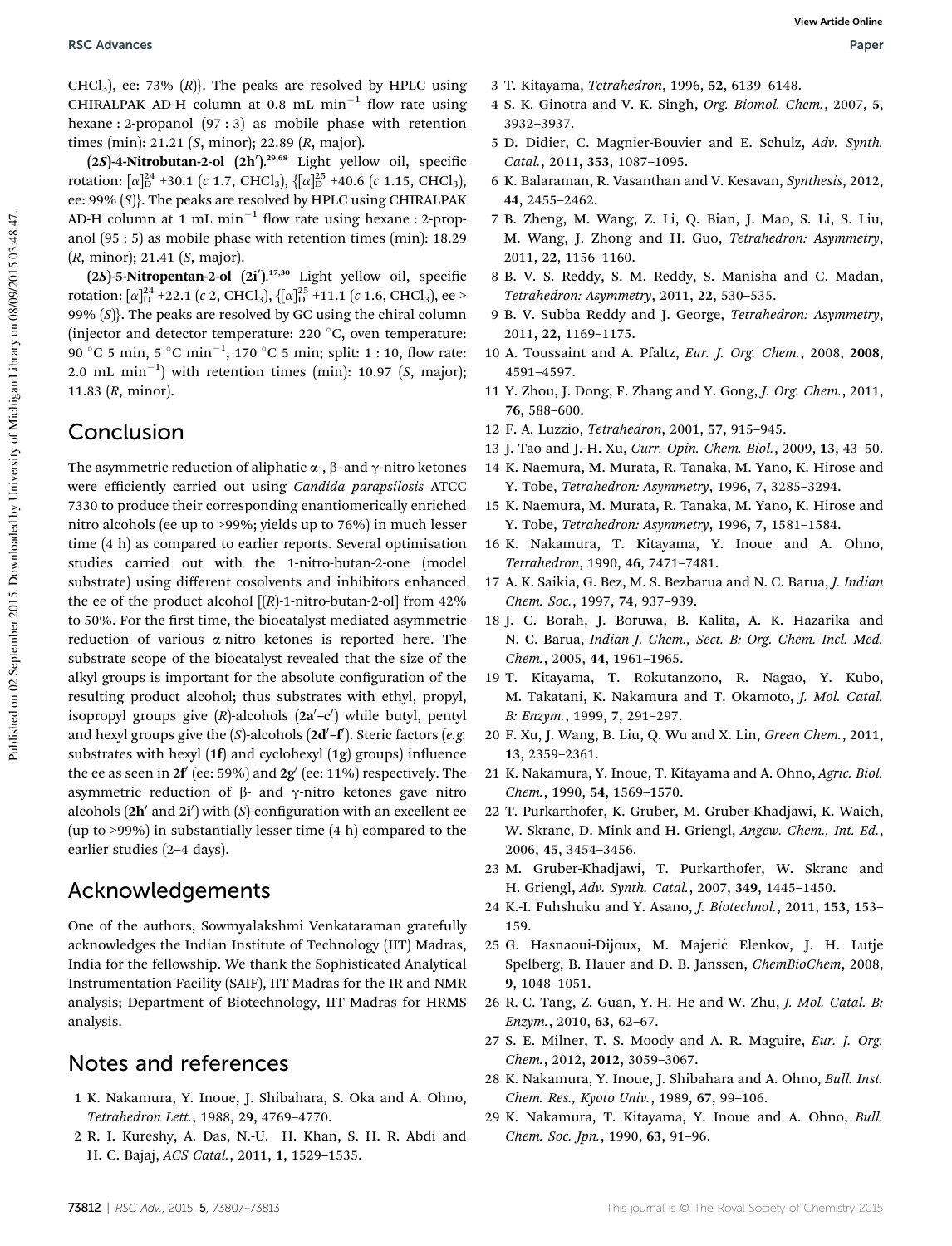CHCl$_3$), ee: 73% (*R*)}. The peaks are resolved by HPLC using CHIRALPAK AD-H column at 0.8 mL min$^{-1}$ flow rate using hexane : 2-propanol (97 : 3) as mobile phase with retention times (min): 21.21 (*S*, minor); 22.89 (*R*, major).

**(2*S*)-4-Nitrobutan-2-ol (2h′).**[29,68] Light yellow oil, specific rotation: $[\alpha]_D^{24}$ +30.1 (*c* 1.7, CHCl$_3$), {$[\alpha]_D^{25}$ +40.6 (*c* 1.15, CHCl$_3$), ee: 99% (*S*)}. The peaks are resolved by HPLC using CHIRALPAK AD-H column at 1 mL min$^{-1}$ flow rate using hexane : 2-propanol (95 : 5) as mobile phase with retention times (min): 18.29 (*R*, minor); 21.41 (*S*, major).

**(2*S*)-5-Nitropentan-2-ol (2i′).**[17,30] Light yellow oil, specific rotation: $[\alpha]_D^{24}$ +22.1 (*c* 2, CHCl$_3$), {$[\alpha]_D^{25}$ +11.1 (*c* 1.6, CHCl$_3$), ee > 99% (*S*)}. The peaks are resolved by GC using the chiral column (injector and detector temperature: 220 °C, oven temperature: 90 °C 5 min, 5 °C min$^{-1}$, 170 °C 5 min; split: 1 : 10, flow rate: 2.0 mL min$^{-1}$) with retention times (min): 10.97 (*S*, major); 11.83 (*R*, minor).

## Conclusion

The asymmetric reduction of aliphatic α-, β- and γ-nitro ketones were efficiently carried out using *Candida parapsilosis* ATCC 7330 to produce their corresponding enantiomerically enriched nitro alcohols (ee up to >99%; yields up to 76%) in much lesser time (4 h) as compared to earlier reports. Several optimisation studies carried out with the 1-nitro-butan-2-one (model substrate) using different cosolvents and inhibitors enhanced the ee of the product alcohol [(*R*)-1-nitro-butan-2-ol] from 42% to 50%. For the first time, the biocatalyst mediated asymmetric reduction of various α-nitro ketones is reported here. The substrate scope of the biocatalyst revealed that the size of the alkyl groups is important for the absolute configuration of the resulting product alcohol; thus substrates with ethyl, propyl, isopropyl groups give (*R*)-alcohols (**2a′–c′**) while butyl, pentyl and hexyl groups give the (*S*)-alcohols (**2d′–f′**). Steric factors (*e.g.* substrates with hexyl (**1f**) and cyclohexyl (**1g**) groups) influence the ee as seen in **2f′** (ee: 59%) and **2g′** (ee: 11%) respectively. The asymmetric reduction of β- and γ-nitro ketones gave nitro alcohols (**2h′** and **2i′**) with (*S*)-configuration with an excellent ee (up to >99%) in substantially lesser time (4 h) compared to the earlier studies (2–4 days).

## Acknowledgements

One of the authors, Sowmyalakshmi Venkataraman gratefully acknowledges the Indian Institute of Technology (IIT) Madras, India for the fellowship. We thank the Sophisticated Analytical Instrumentation Facility (SAIF), IIT Madras for the IR and NMR analysis; Department of Biotechnology, IIT Madras for HRMS analysis.

## Notes and references

1 K. Nakamura, Y. Inoue, J. Shibahara, S. Oka and A. Ohno, *Tetrahedron Lett.*, 1988, **29**, 4769–4770.
2 R. I. Kureshy, A. Das, N.-U. H. Khan, S. H. R. Abdi and H. C. Bajaj, *ACS Catal.*, 2011, **1**, 1529–1535.
3 T. Kitayama, *Tetrahedron*, 1996, **52**, 6139–6148.
4 S. K. Ginotra and V. K. Singh, *Org. Biomol. Chem.*, 2007, **5**, 3932–3937.
5 D. Didier, C. Magnier-Bouvier and E. Schulz, *Adv. Synth. Catal.*, 2011, **353**, 1087–1095.
6 K. Balaraman, R. Vasanthan and V. Kesavan, *Synthesis*, 2012, **44**, 2455–2462.
7 B. Zheng, M. Wang, Z. Li, Q. Bian, J. Mao, S. Li, S. Liu, M. Wang, J. Zhong and H. Guo, *Tetrahedron: Asymmetry*, 2011, **22**, 1156–1160.
8 B. V. S. Reddy, S. M. Reddy, S. Manisha and C. Madan, *Tetrahedron: Asymmetry*, 2011, **22**, 530–535.
9 B. V. Subba Reddy and J. George, *Tetrahedron: Asymmetry*, 2011, **22**, 1169–1175.
10 A. Toussaint and A. Pfaltz, *Eur. J. Org. Chem.*, 2008, **2008**, 4591–4597.
11 Y. Zhou, J. Dong, F. Zhang and Y. Gong, *J. Org. Chem.*, 2011, **76**, 588–600.
12 F. A. Luzzio, *Tetrahedron*, 2001, **57**, 915–945.
13 J. Tao and J.-H. Xu, *Curr. Opin. Chem. Biol.*, 2009, **13**, 43–50.
14 K. Naemura, M. Murata, R. Tanaka, M. Yano, K. Hirose and Y. Tobe, *Tetrahedron: Asymmetry*, 1996, **7**, 3285–3294.
15 K. Naemura, M. Murata, R. Tanaka, M. Yano, K. Hirose and Y. Tobe, *Tetrahedron: Asymmetry*, 1996, **7**, 1581–1584.
16 K. Nakamura, T. Kitayama, Y. Inoue and A. Ohno, *Tetrahedron*, 1990, **46**, 7471–7481.
17 A. K. Saikia, G. Bez, M. S. Bezbarua and N. C. Barua, *J. Indian Chem. Soc.*, 1997, **74**, 937–939.
18 J. C. Borah, J. Boruwa, B. Kalita, A. K. Hazarika and N. C. Barua, *Indian J. Chem., Sect. B: Org. Chem. Incl. Med. Chem.*, 2005, **44**, 1961–1965.
19 T. Kitayama, T. Rokutanzono, R. Nagao, Y. Kubo, M. Takatani, K. Nakamura and T. Okamoto, *J. Mol. Catal. B: Enzym.*, 1999, **7**, 291–297.
20 F. Xu, J. Wang, B. Liu, Q. Wu and X. Lin, *Green Chem.*, 2011, **13**, 2359–2361.
21 K. Nakamura, Y. Inoue, T. Kitayama and A. Ohno, *Agric. Biol. Chem.*, 1990, **54**, 1569–1570.
22 T. Purkarthofer, K. Gruber, M. Gruber-Khadjawi, K. Waich, W. Skranc, D. Mink and H. Griengl, *Angew. Chem., Int. Ed.*, 2006, **45**, 3454–3456.
23 M. Gruber-Khadjawi, T. Purkarthofer, W. Skranc and H. Griengl, *Adv. Synth. Catal.*, 2007, **349**, 1445–1450.
24 K.-I. Fuhshuku and Y. Asano, *J. Biotechnol.*, 2011, **153**, 153–159.
25 G. Hasnaoui-Dijoux, M. Majerić Elenkov, J. H. Lutje Spelberg, B. Hauer and D. B. Janssen, *ChemBioChem*, 2008, **9**, 1048–1051.
26 R.-C. Tang, Z. Guan, Y.-H. He and W. Zhu, *J. Mol. Catal. B: Enzym.*, 2010, **63**, 62–67.
27 S. E. Milner, T. S. Moody and A. R. Maguire, *Eur. J. Org. Chem.*, 2012, **2012**, 3059–3067.
28 K. Nakamura, Y. Inoue, J. Shibahara and A. Ohno, *Bull. Inst. Chem. Res., Kyoto Univ.*, 1989, **67**, 99–106.
29 K. Nakamura, T. Kitayama, Y. Inoue and A. Ohno, *Bull. Chem. Soc. Jpn.*, 1990, **63**, 91–96.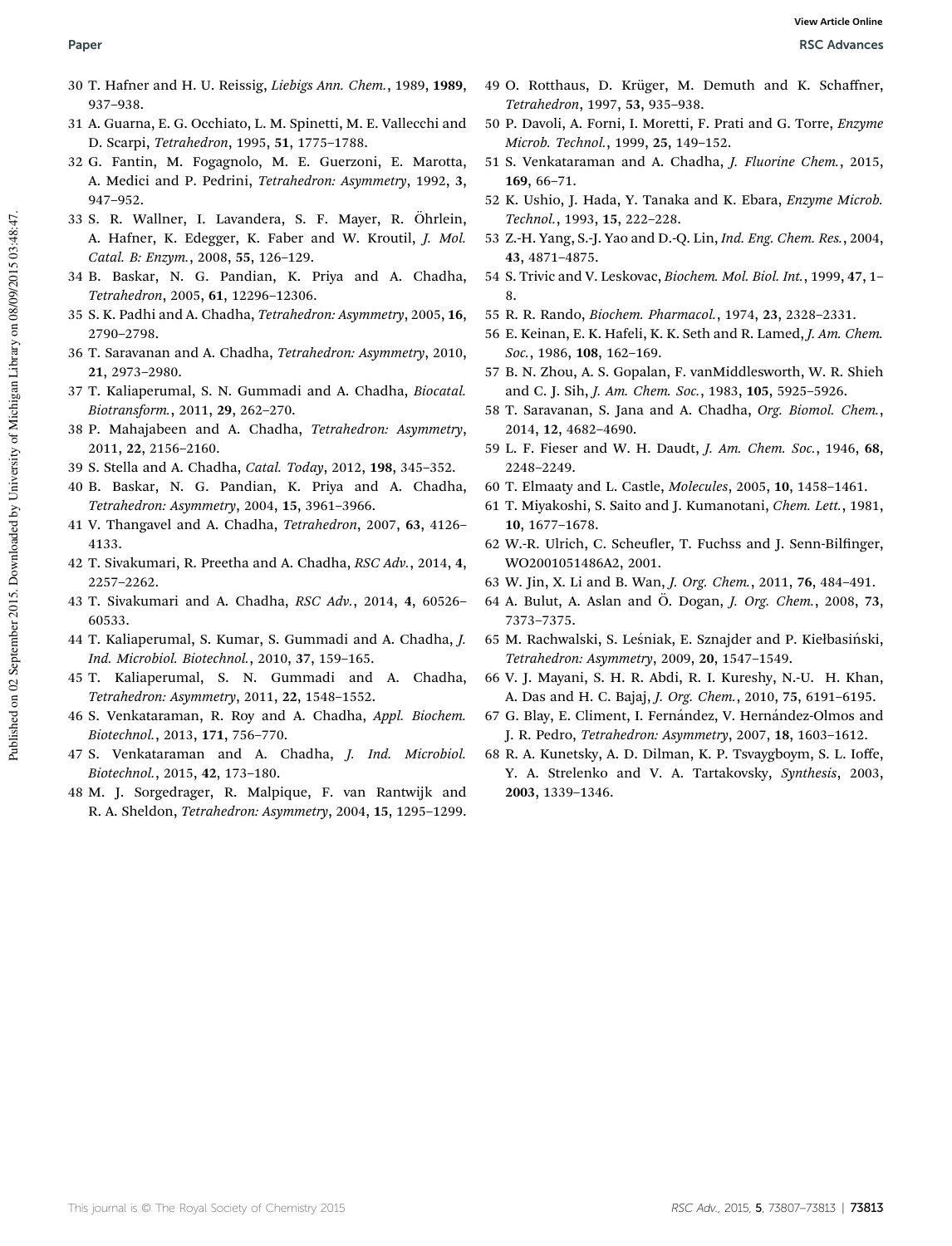30 T. Hafner and H. U. Reissig, *Liebigs Ann. Chem.*, 1989, **1989**, 937–938.

31 A. Guarna, E. G. Occhiato, L. M. Spinetti, M. E. Vallecchi and D. Scarpi, *Tetrahedron*, 1995, **51**, 1775–1788.

32 G. Fantin, M. Fogagnolo, M. E. Guerzoni, E. Marotta, A. Medici and P. Pedrini, *Tetrahedron: Asymmetry*, 1992, **3**, 947–952.

33 S. R. Wallner, I. Lavandera, S. F. Mayer, R. Öhrlein, A. Hafner, K. Edegger, K. Faber and W. Kroutil, *J. Mol. Catal. B: Enzym.*, 2008, **55**, 126–129.

34 B. Baskar, N. G. Pandian, K. Priya and A. Chadha, *Tetrahedron*, 2005, **61**, 12296–12306.

35 S. K. Padhi and A. Chadha, *Tetrahedron: Asymmetry*, 2005, **16**, 2790–2798.

36 T. Saravanan and A. Chadha, *Tetrahedron: Asymmetry*, 2010, **21**, 2973–2980.

37 T. Kaliaperumal, S. N. Gummadi and A. Chadha, *Biocatal. Biotransform.*, 2011, **29**, 262–270.

38 P. Mahajabeen and A. Chadha, *Tetrahedron: Asymmetry*, 2011, **22**, 2156–2160.

39 S. Stella and A. Chadha, *Catal. Today*, 2012, **198**, 345–352.

40 B. Baskar, N. G. Pandian, K. Priya and A. Chadha, *Tetrahedron: Asymmetry*, 2004, **15**, 3961–3966.

41 V. Thangavel and A. Chadha, *Tetrahedron*, 2007, **63**, 4126–4133.

42 T. Sivakumari, R. Preetha and A. Chadha, *RSC Adv.*, 2014, **4**, 2257–2262.

43 T. Sivakumari and A. Chadha, *RSC Adv.*, 2014, **4**, 60526–60533.

44 T. Kaliaperumal, S. Kumar, S. Gummadi and A. Chadha, *J. Ind. Microbiol. Biotechnol.*, 2010, **37**, 159–165.

45 T. Kaliaperumal, S. N. Gummadi and A. Chadha, *Tetrahedron: Asymmetry*, 2011, **22**, 1548–1552.

46 S. Venkataraman, R. Roy and A. Chadha, *Appl. Biochem. Biotechnol.*, 2013, **171**, 756–770.

47 S. Venkataraman and A. Chadha, *J. Ind. Microbiol. Biotechnol.*, 2015, **42**, 173–180.

48 M. J. Sorgedrager, R. Malpique, F. van Rantwijk and R. A. Sheldon, *Tetrahedron: Asymmetry*, 2004, **15**, 1295–1299.

49 O. Rotthaus, D. Krüger, M. Demuth and K. Schaffner, *Tetrahedron*, 1997, **53**, 935–938.

50 P. Davoli, A. Forni, I. Moretti, F. Prati and G. Torre, *Enzyme Microb. Technol.*, 1999, **25**, 149–152.

51 S. Venkataraman and A. Chadha, *J. Fluorine Chem.*, 2015, **169**, 66–71.

52 K. Ushio, J. Hada, Y. Tanaka and K. Ebara, *Enzyme Microb. Technol.*, 1993, **15**, 222–228.

53 Z.-H. Yang, S.-J. Yao and D.-Q. Lin, *Ind. Eng. Chem. Res.*, 2004, **43**, 4871–4875.

54 S. Trivic and V. Leskovac, *Biochem. Mol. Biol. Int.*, 1999, **47**, 1–8.

55 R. R. Rando, *Biochem. Pharmacol.*, 1974, **23**, 2328–2331.

56 E. Keinan, E. K. Hafeli, K. K. Seth and R. Lamed, *J. Am. Chem. Soc.*, 1986, **108**, 162–169.

57 B. N. Zhou, A. S. Gopalan, F. vanMiddlesworth, W. R. Shieh and C. J. Sih, *J. Am. Chem. Soc.*, 1983, **105**, 5925–5926.

58 T. Saravanan, S. Jana and A. Chadha, *Org. Biomol. Chem.*, 2014, **12**, 4682–4690.

59 L. F. Fieser and W. H. Daudt, *J. Am. Chem. Soc.*, 1946, **68**, 2248–2249.

60 T. Elmaaty and L. Castle, *Molecules*, 2005, **10**, 1458–1461.

61 T. Miyakoshi, S. Saito and J. Kumanotani, *Chem. Lett.*, 1981, **10**, 1677–1678.

62 W.-R. Ulrich, C. Scheufler, T. Fuchss and J. Senn-Bilfinger, WO2001051486A2, 2001.

63 W. Jin, X. Li and B. Wan, *J. Org. Chem.*, 2011, **76**, 484–491.

64 A. Bulut, A. Aslan and Ö. Dogan, *J. Org. Chem.*, 2008, **73**, 7373–7375.

65 M. Rachwalski, S. Leśniak, E. Sznajder and P. Kiełbasiński, *Tetrahedron: Asymmetry*, 2009, **20**, 1547–1549.

66 V. J. Mayani, S. H. R. Abdi, R. I. Kureshy, N.-U. H. Khan, A. Das and H. C. Bajaj, *J. Org. Chem.*, 2010, **75**, 6191–6195.

67 G. Blay, E. Climent, I. Fernández, V. Hernández-Olmos and J. R. Pedro, *Tetrahedron: Asymmetry*, 2007, **18**, 1603–1612.

68 R. A. Kunetsky, A. D. Dilman, K. P. Tsvaygboym, S. L. Ioffe, Y. A. Strelenko and V. A. Tartakovsky, *Synthesis*, 2003, **2003**, 1339–1346.